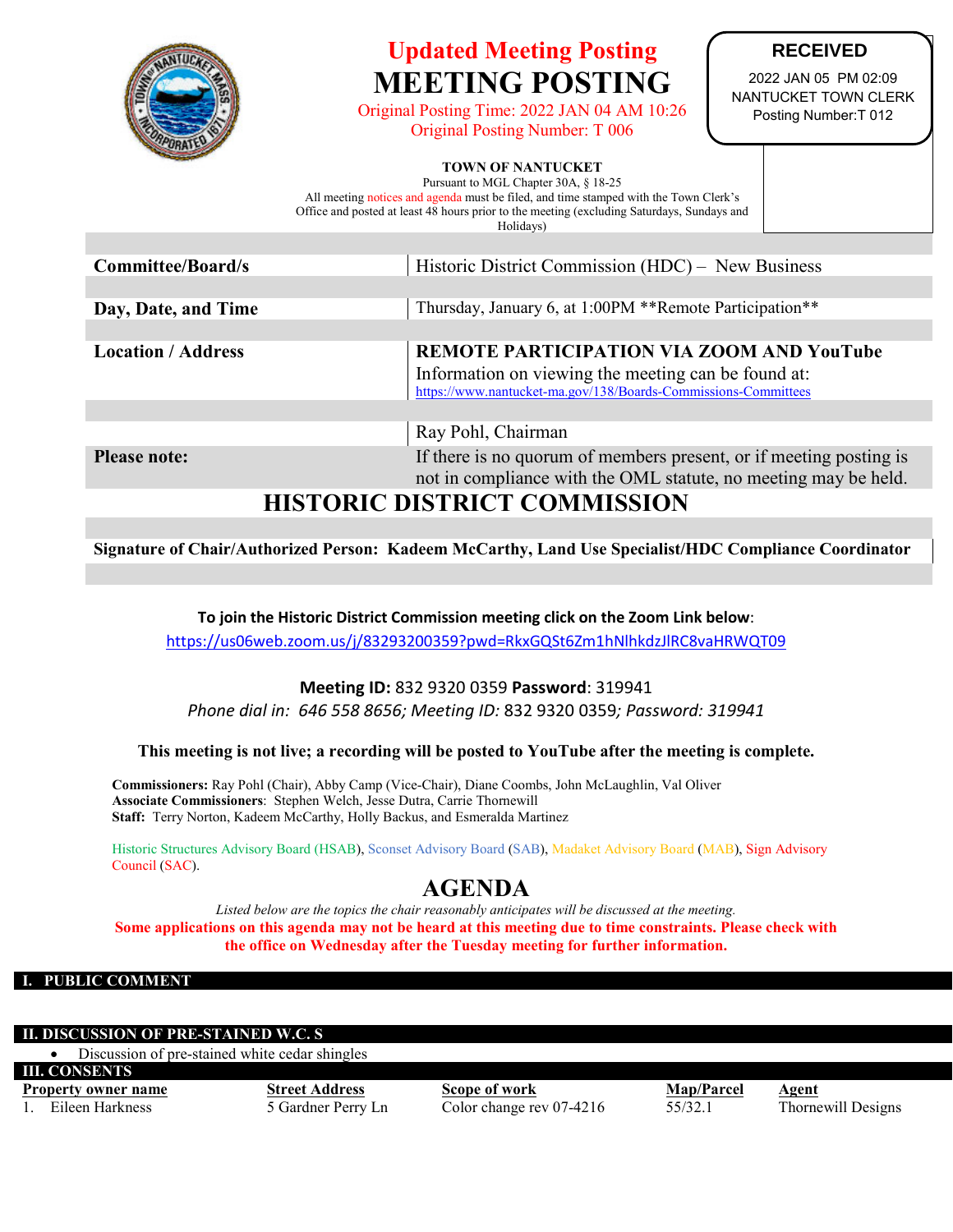**Updated Meeting Posting**

# MEETING POSTING

Original Posting Time: 2022 JAN 04 AM 10:26
Original Posting Number: T 006

**RECEIVED**
2022 JAN 05 PM 02:09
NANTUCKET TOWN CLERK
Posting Number:T 012

**TOWN OF NANTUCKET**
Pursuant to MGL Chapter 30A, § 18-25
All meeting notices and agenda must be filed, and time stamped with the Town Clerk's Office and posted at least 48 hours prior to the meeting (excluding Saturdays, Sundays and Holidays)

| | |
|---|---|
| **Committee/Board/s** | Historic District Commission (HDC) – New Business |
| **Day, Date, and Time** | Thursday, January 6, at 1:00PM **Remote Participation** |
| **Location / Address** | **REMOTE PARTICIPATION VIA ZOOM AND YouTube** Information on viewing the meeting can be found at: https://www.nantucket-ma.gov/138/Boards-Commissions-Committees |
| | Ray Pohl, Chairman |
| **Please note:** | If there is no quorum of members present, or if meeting posting is not in compliance with the OML statute, no meeting may be held. |

## HISTORIC DISTRICT COMMISSION

**Signature of Chair/Authorized Person: Kadeem McCarthy, Land Use Specialist/HDC Compliance Coordinator**

**To join the Historic District Commission meeting click on the Zoom Link below**:
https://us06web.zoom.us/j/83293200359?pwd=RkxGQSt6Zm1hNlhkdzJlRC8vaHRWQT09

**Meeting ID:** 832 9320 0359 **Password**: 319941
*Phone dial in: 646 558 8656; Meeting ID:* 832 9320 0359*; Password: 319941*

**This meeting is not live; a recording will be posted to YouTube after the meeting is complete.**

**Commissioners:** Ray Pohl (Chair), Abby Camp (Vice-Chair), Diane Coombs, John McLaughlin, Val Oliver
**Associate Commissioners**: Stephen Welch, Jesse Dutra, Carrie Thornewill
**Staff:** Terry Norton, Kadeem McCarthy, Holly Backus, and Esmeralda Martinez

Historic Structures Advisory Board (HSAB), Sconset Advisory Board (SAB), Madaket Advisory Board (MAB), Sign Advisory Council (SAC).

## AGENDA

*Listed below are the topics the chair reasonably anticipates will be discussed at the meeting.*
**Some applications on this agenda may not be heard at this meeting due to time constraints. Please check with the office on Wednesday after the Tuesday meeting for further information.**

### I. PUBLIC COMMENT

### II. DISCUSSION OF PRE-STAINED W.C. S

- Discussion of pre-stained white cedar shingles

### III. CONSENTS

| Property owner name | Street Address | Scope of work | Map/Parcel | Agent |
|---|---|---|---|---|
| 1. Eileen Harkness | 5 Gardner Perry Ln | Color change rev 07-4216 | 55/32.1 | Thornewill Designs |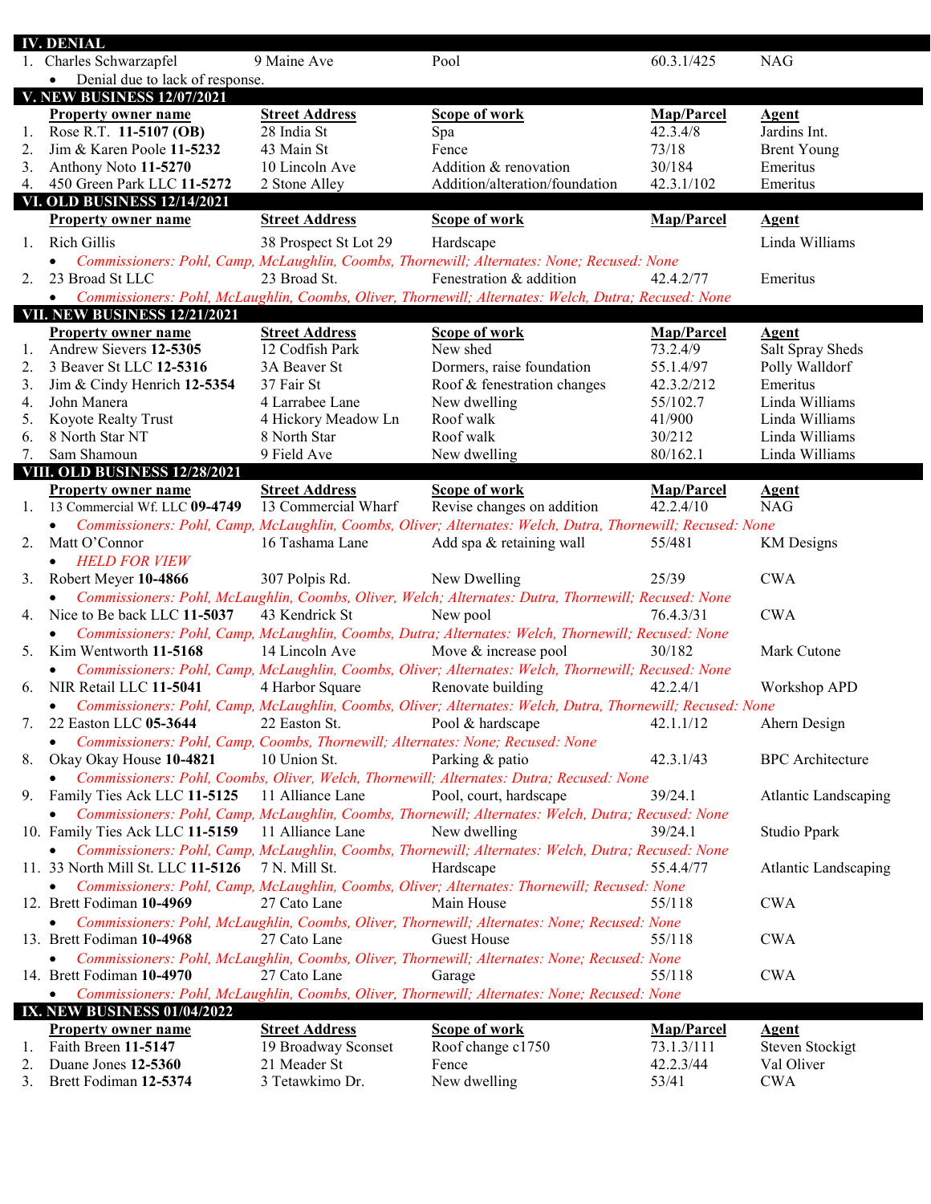## IV. DENIAL

| | Property owner name | Street Address | Scope of work | Map/Parcel | Agent |
|---|---|---|---|---|---|
| 1. | Charles Schwarzapfel | 9 Maine Ave | Pool | 60.3.1/425 | NAG |

- Denial due to lack of response.

## V. NEW BUSINESS 12/07/2021

| | Property owner name | Street Address | Scope of work | Map/Parcel | Agent |
|---|---|---|---|---|---|
| 1. | Rose R.T. **11-5107 (OB)** | 28 India St | Spa | 42.3.4/8 | Jardins Int. |
| 2. | Jim & Karen Poole **11-5232** | 43 Main St | Fence | 73/18 | Brent Young |
| 3. | Anthony Noto **11-5270** | 10 Lincoln Ave | Addition & renovation | 30/184 | Emeritus |
| 4. | 450 Green Park LLC **11-5272** | 2 Stone Alley | Addition/alteration/foundation | 42.3.1/102 | Emeritus |

## VI. OLD BUSINESS 12/14/2021

| | Property owner name | Street Address | Scope of work | Map/Parcel | Agent |
|---|---|---|---|---|---|
| 1. | Rich Gillis | 38 Prospect St Lot 29 | Hardscape | | Linda Williams |
| | • *Commissioners: Pohl, Camp, McLaughlin, Coombs, Thornewill; Alternates: None; Recused: None* | | | | |
| 2. | 23 Broad St LLC | 23 Broad St. | Fenestration & addition | 42.4.2/77 | Emeritus |
| | • *Commissioners: Pohl, McLaughlin, Coombs, Oliver, Thornewill; Alternates: Welch, Dutra; Recused: None* | | | | |

## VII. NEW BUSINESS 12/21/2021

| | Property owner name | Street Address | Scope of work | Map/Parcel | Agent |
|---|---|---|---|---|---|
| 1. | Andrew Sievers **12-5305** | 12 Codfish Park | New shed | 73.2.4/9 | Salt Spray Sheds |
| 2. | 3 Beaver St LLC **12-5316** | 3A Beaver St | Dormers, raise foundation | 55.1.4/97 | Polly Walldorf |
| 3. | Jim & Cindy Henrich **12-5354** | 37 Fair St | Roof & fenestration changes | 42.3.2/212 | Emeritus |
| 4. | John Manera | 4 Larrabee Lane | New dwelling | 55/102.7 | Linda Williams |
| 5. | Koyote Realty Trust | 4 Hickory Meadow Ln | Roof walk | 41/900 | Linda Williams |
| 6. | 8 North Star NT | 8 North Star | Roof walk | 30/212 | Linda Williams |
| 7. | Sam Shamoun | 9 Field Ave | New dwelling | 80/162.1 | Linda Williams |

## VIII. OLD BUSINESS 12/28/2021

| | Property owner name | Street Address | Scope of work | Map/Parcel | Agent |
|---|---|---|---|---|---|
| 1. | 13 Commercial Wf. LLC **09-4749** | 13 Commercial Wharf | Revise changes on addition | 42.2.4/10 | NAG |
| | • *Commissioners: Pohl, Camp, McLaughlin, Coombs, Oliver; Alternates: Welch, Dutra, Thornewill; Recused: None* | | | | |
| 2. | Matt O'Connor | 16 Tashama Lane | Add spa & retaining wall | 55/481 | KM Designs |
| | • *HELD FOR VIEW* | | | | |
| 3. | Robert Meyer **10-4866** | 307 Polpis Rd. | New Dwelling | 25/39 | CWA |
| | • *Commissioners: Pohl, McLaughlin, Coombs, Oliver, Welch; Alternates: Dutra, Thornewill; Recused: None* | | | | |
| 4. | Nice to Be back LLC **11-5037** | 43 Kendrick St | New pool | 76.4.3/31 | CWA |
| | • *Commissioners: Pohl, Camp, McLaughlin, Coombs, Dutra; Alternates: Welch, Thornewill; Recused: None* | | | | |
| 5. | Kim Wentworth **11-5168** | 14 Lincoln Ave | Move & increase pool | 30/182 | Mark Cutone |
| | • *Commissioners: Pohl, Camp, McLaughlin, Coombs, Oliver; Alternates: Welch, Thornewill; Recused: None* | | | | |
| 6. | NIR Retail LLC **11-5041** | 4 Harbor Square | Renovate building | 42.2.4/1 | Workshop APD |
| | • *Commissioners: Pohl, Camp, McLaughlin, Coombs, Oliver; Alternates: Welch, Dutra, Thornewill; Recused: None* | | | | |
| 7. | 22 Easton LLC **05-3644** | 22 Easton St. | Pool & hardscape | 42.1.1/12 | Ahern Design |
| | • *Commissioners: Pohl, Camp, Coombs, Thornewill; Alternates: None; Recused: None* | | | | |
| 8. | Okay Okay House **10-4821** | 10 Union St. | Parking & patio | 42.3.1/43 | BPC Architecture |
| | • *Commissioners: Pohl, Coombs, Oliver, Welch, Thornewill; Alternates: Dutra; Recused: None* | | | | |
| 9. | Family Ties Ack LLC **11-5125** | 11 Alliance Lane | Pool, court, hardscape | 39/24.1 | Atlantic Landscaping |
| | • *Commissioners: Pohl, Camp, McLaughlin, Coombs, Thornewill; Alternates: Welch, Dutra; Recused: None* | | | | |
| 10. | Family Ties Ack LLC **11-5159** | 11 Alliance Lane | New dwelling | 39/24.1 | Studio Ppark |
| | • *Commissioners: Pohl, Camp, McLaughlin, Coombs, Thornewill; Alternates: Welch, Dutra; Recused: None* | | | | |
| 11. | 33 North Mill St. LLC **11-5126** | 7 N. Mill St. | Hardscape | 55.4.4/77 | Atlantic Landscaping |
| | • *Commissioners: Pohl, Camp, McLaughlin, Coombs, Oliver; Alternates: Thornewill; Recused: None* | | | | |
| 12. | Brett Fodiman **10-4969** | 27 Cato Lane | Main House | 55/118 | CWA |
| | • *Commissioners: Pohl, McLaughlin, Coombs, Oliver, Thornewill; Alternates: None; Recused: None* | | | | |
| 13. | Brett Fodiman **10-4968** | 27 Cato Lane | Guest House | 55/118 | CWA |
| | • *Commissioners: Pohl, McLaughlin, Coombs, Oliver, Thornewill; Alternates: None; Recused: None* | | | | |
| 14. | Brett Fodiman **10-4970** | 27 Cato Lane | Garage | 55/118 | CWA |
| | • *Commissioners: Pohl, McLaughlin, Coombs, Oliver, Thornewill; Alternates: None; Recused: None* | | | | |

## IX. NEW BUSINESS 01/04/2022

| | Property owner name | Street Address | Scope of work | Map/Parcel | Agent |
|---|---|---|---|---|---|
| 1. | Faith Breen **11-5147** | 19 Broadway Sconset | Roof change c1750 | 73.1.3/111 | Steven Stockigt |
| 2. | Duane Jones **12-5360** | 21 Meader St | Fence | 42.2.3/44 | Val Oliver |
| 3. | Brett Fodiman **12-5374** | 3 Tetawkimo Dr. | New dwelling | 53/41 | CWA |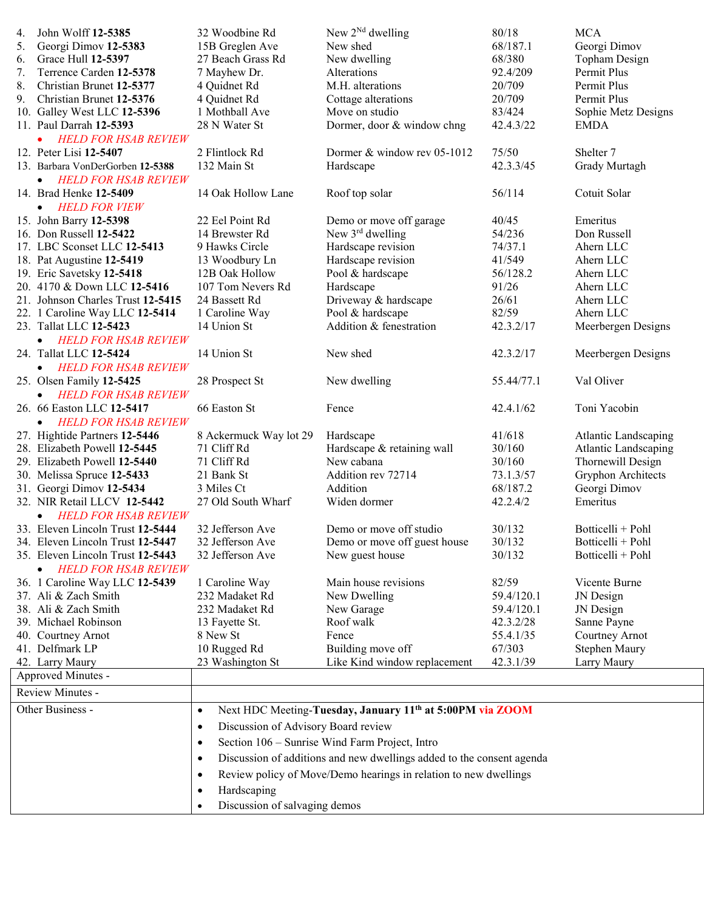4. John Wolff **12-5385** | 32 Woodbine Rd | New 2[Nd] dwelling | 80/18 | MCA
5. Georgi Dimov **12-5383** | 15B Greglen Ave | New shed | 68/187.1 | Georgi Dimov
6. Grace Hull **12-5397** | 27 Beach Grass Rd | New dwelling | 68/380 | Topham Design
7. Terrence Carden **12-5378** | 7 Mayhew Dr. | Alterations | 92.4/209 | Permit Plus
8. Christian Brunet **12-5377** | 4 Quidnet Rd | M.H. alterations | 20/709 | Permit Plus
9. Christian Brunet **12-5376** | 4 Quidnet Rd | Cottage alterations | 20/709 | Permit Plus
10. Galley West LLC **12-5396** | 1 Mothball Ave | Move on studio | 83/424 | Sophie Metz Designs
11. Paul Darrah **12-5393** | 28 N Water St | Dormer, door & window chng | 42.4.3/22 | EMDA
    - *HELD FOR HSAB REVIEW*
12. Peter Lisi **12-5407** | 2 Flintlock Rd | Dormer & window rev 05-1012 | 75/50 | Shelter 7
13. Barbara VonDerGorben **12-5388** | 132 Main St | Hardscape | 42.3.3/45 | Grady Murtagh
    - *HELD FOR HSAB REVIEW*
14. Brad Henke **12-5409** | 14 Oak Hollow Lane | Roof top solar | 56/114 | Cotuit Solar
    - *HELD FOR VIEW*
15. John Barry **12-5398** | 22 Eel Point Rd | Demo or move off garage | 40/45 | Emeritus
16. Don Russell **12-5422** | 14 Brewster Rd | New 3[rd] dwelling | 54/236 | Don Russell
17. LBC Sconset LLC **12-5413** | 9 Hawks Circle | Hardscape revision | 74/37.1 | Ahern LLC
18. Pat Augustine **12-5419** | 13 Woodbury Ln | Hardscape revision | 41/549 | Ahern LLC
19. Eric Savetsky **12-5418** | 12B Oak Hollow | Pool & hardscape | 56/128.2 | Ahern LLC
20. 4170 & Down LLC **12-5416** | 107 Tom Nevers Rd | Hardscape | 91/26 | Ahern LLC
21. Johnson Charles Trust **12-5415** | 24 Bassett Rd | Driveway & hardscape | 26/61 | Ahern LLC
22. 1 Caroline Way LLC **12-5414** | 1 Caroline Way | Pool & hardscape | 82/59 | Ahern LLC
23. Tallat LLC **12-5423** | 14 Union St | Addition & fenestration | 42.3.2/17 | Meerbergen Designs
    - *HELD FOR HSAB REVIEW*
24. Tallat LLC **12-5424** | 14 Union St | New shed | 42.3.2/17 | Meerbergen Designs
    - *HELD FOR HSAB REVIEW*
25. Olsen Family **12-5425** | 28 Prospect St | New dwelling | 55.44/77.1 | Val Oliver
    - *HELD FOR HSAB REVIEW*
26. 66 Easton LLC **12-5417** | 66 Easton St | Fence | 42.4.1/62 | Toni Yacobin
    - *HELD FOR HSAB REVIEW*
27. Hightide Partners **12-5446** | 8 Ackermuck Way lot 29 | Hardscape | 41/618 | Atlantic Landscaping
28. Elizabeth Powell **12-5445** | 71 Cliff Rd | Hardscape & retaining wall | 30/160 | Atlantic Landscaping
29. Elizabeth Powell **12-5440** | 71 Cliff Rd | New cabana | 30/160 | Thornewill Design
30. Melissa Spruce **12-5433** | 21 Bank St | Addition rev 72714 | 73.1.3/57 | Gryphon Architects
31. Georgi Dimov **12-5434** | 3 Miles Ct | Addition | 68/187.2 | Georgi Dimov
32. NIR Retail LLCV **12-5442** | 27 Old South Wharf | Widen dormer | 42.2.4/2 | Emeritus
    - *HELD FOR HSAB REVIEW*
33. Eleven Lincoln Trust **12-5444** | 32 Jefferson Ave | Demo or move off studio | 30/132 | Botticelli + Pohl
34. Eleven Lincoln Trust **12-5447** | 32 Jefferson Ave | Demo or move off guest house | 30/132 | Botticelli + Pohl
35. Eleven Lincoln Trust **12-5443** | 32 Jefferson Ave | New guest house | 30/132 | Botticelli + Pohl
    - *HELD FOR HSAB REVIEW*
36. 1 Caroline Way LLC **12-5439** | 1 Caroline Way | Main house revisions | 82/59 | Vicente Burne
37. Ali & Zach Smith | 232 Madaket Rd | New Dwelling | 59.4/120.1 | JN Design
38. Ali & Zach Smith | 232 Madaket Rd | New Garage | 59.4/120.1 | JN Design
39. Michael Robinson | 13 Fayette St. | Roof walk | 42.3.2/28 | Sanne Payne
40. Courtney Arnot | 8 New St | Fence | 55.4.1/35 | Courtney Arnot
41. Delfmark LP | 10 Rugged Rd | Building move off | 67/303 | Stephen Maury
42. Larry Maury | 23 Washington St | Like Kind window replacement | 42.3.1/39 | Larry Maury

| | |
|---|---|
| Approved Minutes - | |
| Review Minutes - | |
| Other Business - | • Next HDC Meeting-**Tuesday, January 11th at 5:00PM** via ZOOM<br>• Discussion of Advisory Board review<br>• Section 106 – Sunrise Wind Farm Project, Intro<br>• Discussion of additions and new dwellings added to the consent agenda<br>• Review policy of Move/Demo hearings in relation to new dwellings<br>• Hardscaping<br>• Discussion of salvaging demos |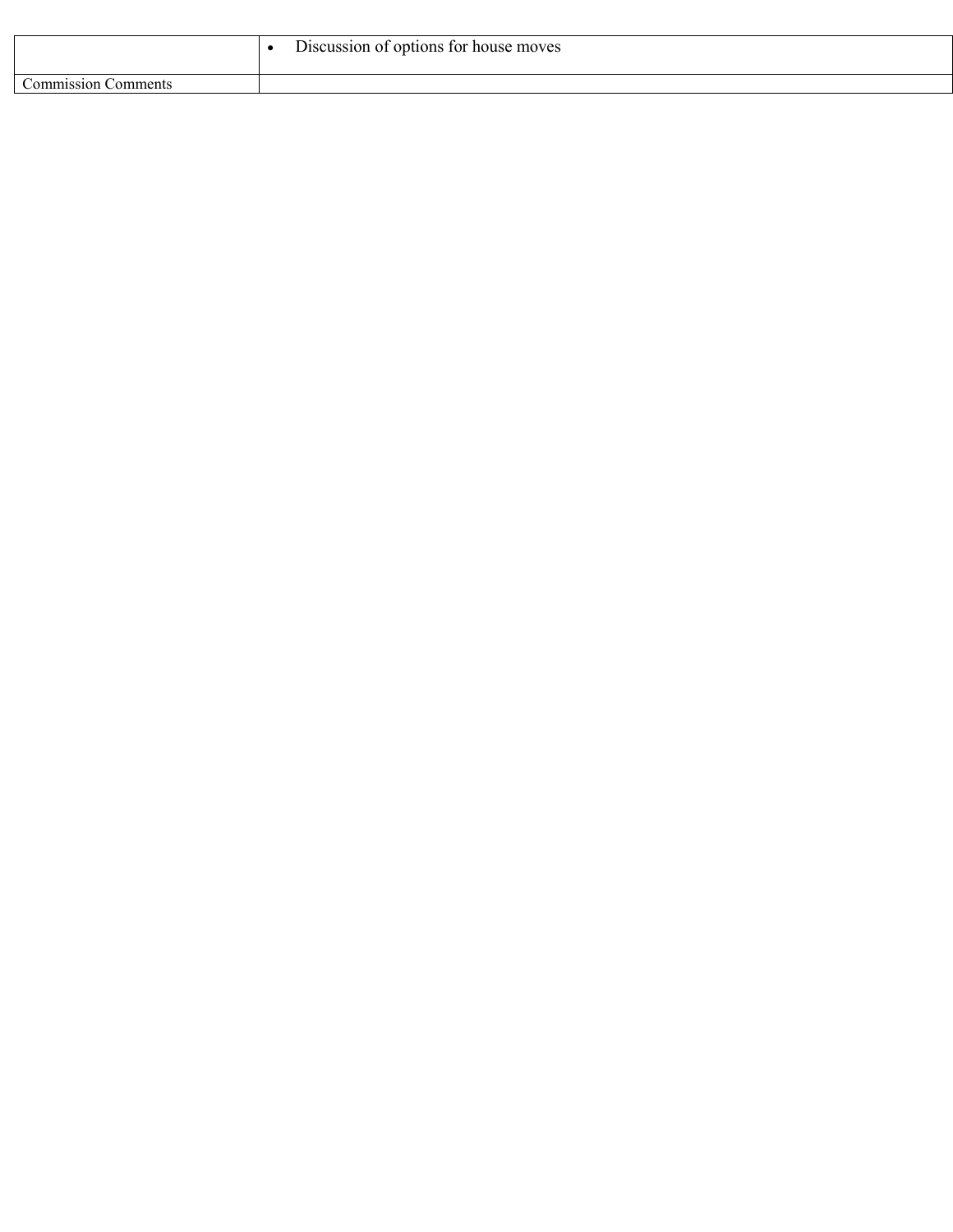| | |
|---|---|
| | • Discussion of options for house moves |
| Commission Comments | |